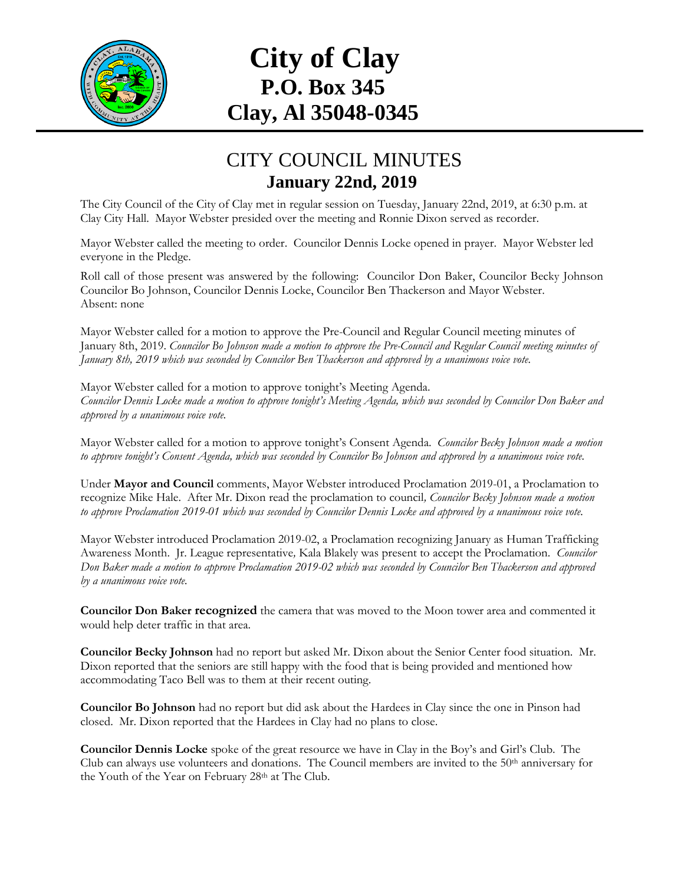# City of Clay
## P.O. Box 345
## Clay, Al 35048-0345

## CITY COUNCIL MINUTES
### January 22nd, 2019

The City Council of the City of Clay met in regular session on Tuesday, January 22nd, 2019, at 6:30 p.m. at Clay City Hall. Mayor Webster presided over the meeting and Ronnie Dixon served as recorder.

Mayor Webster called the meeting to order. Councilor Dennis Locke opened in prayer. Mayor Webster led everyone in the Pledge.

Roll call of those present was answered by the following: Councilor Don Baker, Councilor Becky Johnson Councilor Bo Johnson, Councilor Dennis Locke, Councilor Ben Thackerson and Mayor Webster.
Absent: none

Mayor Webster called for a motion to approve the Pre-Council and Regular Council meeting minutes of January 8th, 2019. *Councilor Bo Johnson made a motion to approve the Pre-Council and Regular Council meeting minutes of January 8th, 2019 which was seconded by Councilor Ben Thackerson and approved by a unanimous voice vote.*

Mayor Webster called for a motion to approve tonight's Meeting Agenda.
*Councilor Dennis Locke made a motion to approve tonight's Meeting Agenda, which was seconded by Councilor Don Baker and approved by a unanimous voice vote.*

Mayor Webster called for a motion to approve tonight's Consent Agenda. *Councilor Becky Johnson made a motion to approve tonight's Consent Agenda, which was seconded by Councilor Bo Johnson and approved by a unanimous voice vote.*

Under **Mayor and Council** comments, Mayor Webster introduced Proclamation 2019-01, a Proclamation to recognize Mike Hale. After Mr. Dixon read the proclamation to council*, Councilor Becky Johnson made a motion to approve Proclamation 2019-01 which was seconded by Councilor Dennis Locke and approved by a unanimous voice vote.*

Mayor Webster introduced Proclamation 2019-02, a Proclamation recognizing January as Human Trafficking Awareness Month. Jr. League representative*,* Kala Blakely was present to accept the Proclamation. *Councilor Don Baker made a motion to approve Proclamation 2019-02 which was seconded by Councilor Ben Thackerson and approved by a unanimous voice vote.*

**Councilor Don Baker recognized** the camera that was moved to the Moon tower area and commented it would help deter traffic in that area.

**Councilor Becky Johnson** had no report but asked Mr. Dixon about the Senior Center food situation. Mr. Dixon reported that the seniors are still happy with the food that is being provided and mentioned how accommodating Taco Bell was to them at their recent outing.

**Councilor Bo Johnson** had no report but did ask about the Hardees in Clay since the one in Pinson had closed. Mr. Dixon reported that the Hardees in Clay had no plans to close.

**Councilor Dennis Locke** spoke of the great resource we have in Clay in the Boy's and Girl's Club. The Club can always use volunteers and donations. The Council members are invited to the 50th anniversary for the Youth of the Year on February 28th at The Club.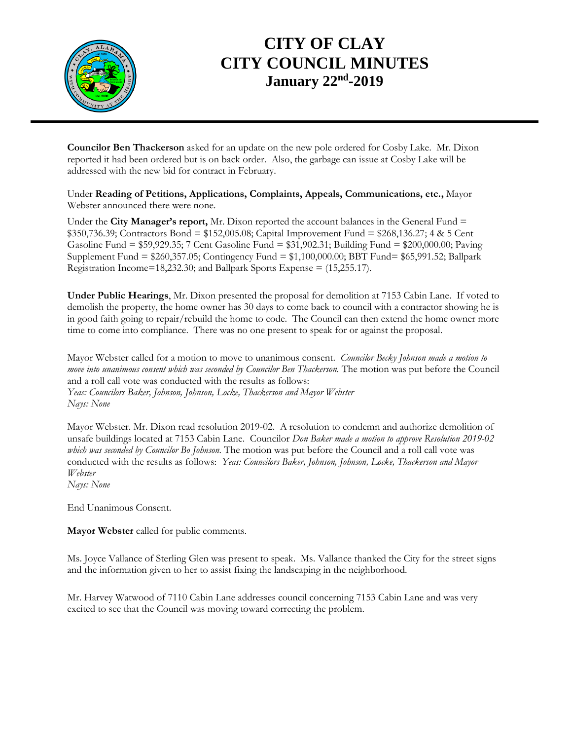# CITY OF CLAY
# CITY COUNCIL MINUTES
## January 22nd-2019

**Councilor Ben Thackerson** asked for an update on the new pole ordered for Cosby Lake. Mr. Dixon reported it had been ordered but is on back order. Also, the garbage can issue at Cosby Lake will be addressed with the new bid for contract in February.

Under **Reading of Petitions, Applications, Complaints, Appeals, Communications, etc.,** Mayor Webster announced there were none.

Under the **City Manager's report,** Mr. Dixon reported the account balances in the General Fund = $350,736.39; Contractors Bond = $152,005.08; Capital Improvement Fund = $268,136.27; 4 & 5 Cent Gasoline Fund = $59,929.35; 7 Cent Gasoline Fund = $31,902.31; Building Fund = $200,000.00; Paving Supplement Fund = $260,357.05; Contingency Fund = $1,100,000.00; BBT Fund= $65,991.52; Ballpark Registration Income=18,232.30; and Ballpark Sports Expense = (15,255.17).

**Under Public Hearings**, Mr. Dixon presented the proposal for demolition at 7153 Cabin Lane. If voted to demolish the property, the home owner has 30 days to come back to council with a contractor showing he is in good faith going to repair/rebuild the home to code. The Council can then extend the home owner more time to come into compliance. There was no one present to speak for or against the proposal.

Mayor Webster called for a motion to move to unanimous consent. *Councilor Becky Johnson made a motion to move into unanimous consent which was seconded by Councilor Ben Thackerson.* The motion was put before the Council and a roll call vote was conducted with the results as follows:
*Yeas: Councilors Baker, Johnson, Johnson, Locke, Thackerson and Mayor Webster*
*Nays: None*

Mayor Webster. Mr. Dixon read resolution 2019-02. A resolution to condemn and authorize demolition of unsafe buildings located at 7153 Cabin Lane. Councilor *Don Baker made a motion to approve Resolution 2019-02 which was seconded by Councilor Bo Johnson.* The motion was put before the Council and a roll call vote was conducted with the results as follows: *Yeas: Councilors Baker, Johnson, Johnson, Locke, Thackerson and Mayor Webster*
*Nays: None*

End Unanimous Consent.

**Mayor Webster** called for public comments.

Ms. Joyce Vallance of Sterling Glen was present to speak. Ms. Vallance thanked the City for the street signs and the information given to her to assist fixing the landscaping in the neighborhood.

Mr. Harvey Watwood of 7110 Cabin Lane addresses council concerning 7153 Cabin Lane and was very excited to see that the Council was moving toward correcting the problem.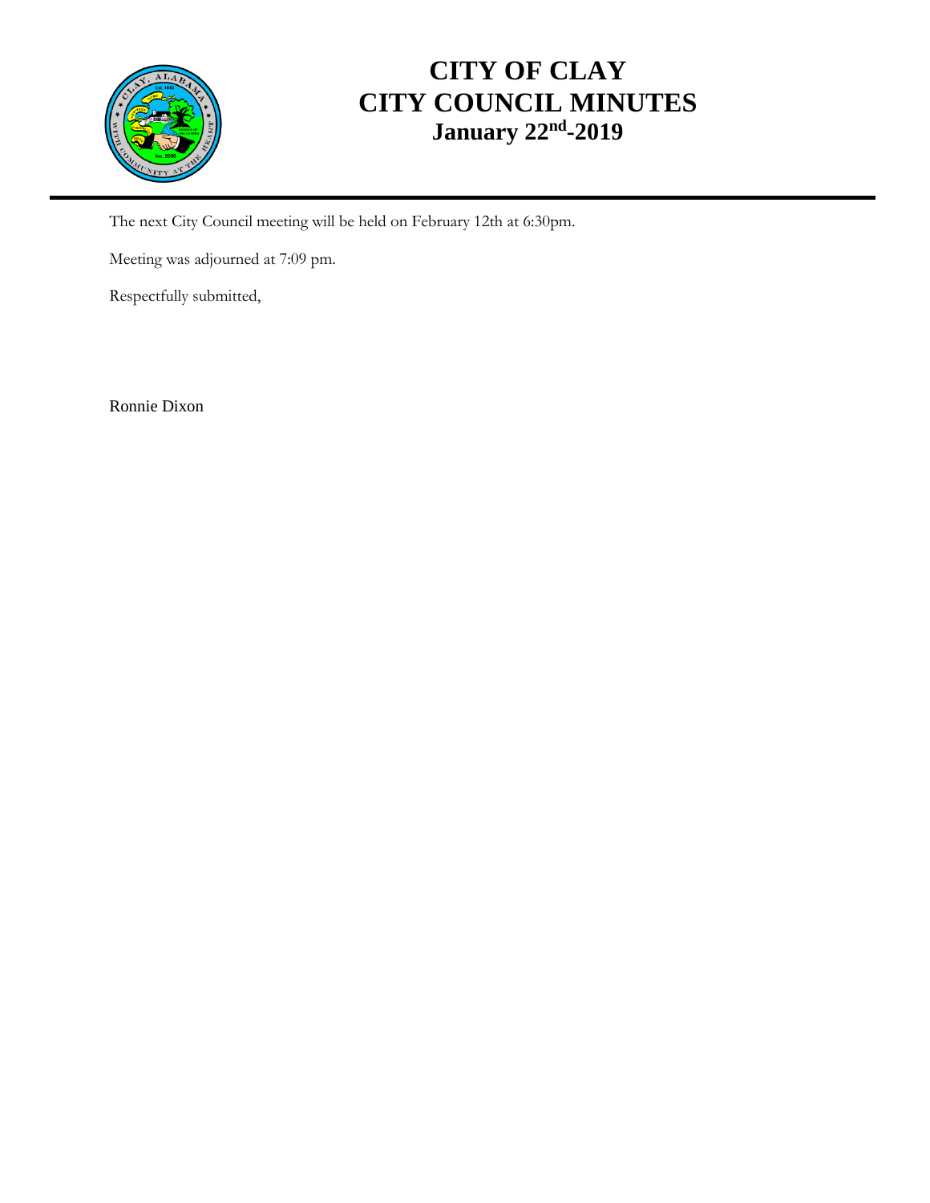# CITY OF CLAY
# CITY COUNCIL MINUTES
## January 22nd-2019

The next City Council meeting will be held on February 12th at 6:30pm.

Meeting was adjourned at 7:09 pm.

Respectfully submitted,

Ronnie Dixon